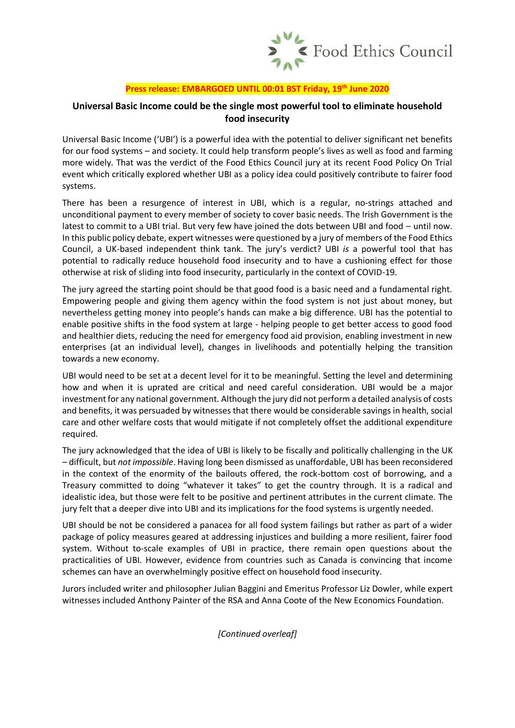Food Ethics Council

**Press release: EMBARGOED UNTIL 00:01 BST Friday, 19th June 2020**

## Universal Basic Income could be the single most powerful tool to eliminate household food insecurity

Universal Basic Income ('UBI') is a powerful idea with the potential to deliver significant net benefits for our food systems – and society. It could help transform people's lives as well as food and farming more widely. That was the verdict of the Food Ethics Council jury at its recent Food Policy On Trial event which critically explored whether UBI as a policy idea could positively contribute to fairer food systems.

There has been a resurgence of interest in UBI, which is a regular, no-strings attached and unconditional payment to every member of society to cover basic needs. The Irish Government is the latest to commit to a UBI trial. But very few have joined the dots between UBI and food – until now. In this public policy debate, expert witnesses were questioned by a jury of members of the Food Ethics Council, a UK-based independent think tank. The jury's verdict? UBI *is* a powerful tool that has potential to radically reduce household food insecurity and to have a cushioning effect for those otherwise at risk of sliding into food insecurity, particularly in the context of COVID-19.

The jury agreed the starting point should be that good food is a basic need and a fundamental right. Empowering people and giving them agency within the food system is not just about money, but nevertheless getting money into people's hands can make a big difference. UBI has the potential to enable positive shifts in the food system at large - helping people to get better access to good food and healthier diets, reducing the need for emergency food aid provision, enabling investment in new enterprises (at an individual level), changes in livelihoods and potentially helping the transition towards a new economy.

UBI would need to be set at a decent level for it to be meaningful. Setting the level and determining how and when it is uprated are critical and need careful consideration. UBI would be a major investment for any national government. Although the jury did not perform a detailed analysis of costs and benefits, it was persuaded by witnesses that there would be considerable savings in health, social care and other welfare costs that would mitigate if not completely offset the additional expenditure required.

The jury acknowledged that the idea of UBI is likely to be fiscally and politically challenging in the UK – difficult, but *not impossible*. Having long been dismissed as unaffordable, UBI has been reconsidered in the context of the enormity of the bailouts offered, the rock-bottom cost of borrowing, and a Treasury committed to doing "whatever it takes" to get the country through. It is a radical and idealistic idea, but those were felt to be positive and pertinent attributes in the current climate. The jury felt that a deeper dive into UBI and its implications for the food systems is urgently needed.

UBI should be not be considered a panacea for all food system failings but rather as part of a wider package of policy measures geared at addressing injustices and building a more resilient, fairer food system. Without to-scale examples of UBI in practice, there remain open questions about the practicalities of UBI. However, evidence from countries such as Canada is convincing that income schemes can have an overwhelmingly positive effect on household food insecurity.

Jurors included writer and philosopher Julian Baggini and Emeritus Professor Liz Dowler, while expert witnesses included Anthony Painter of the RSA and Anna Coote of the New Economics Foundation.

*[Continued overleaf]*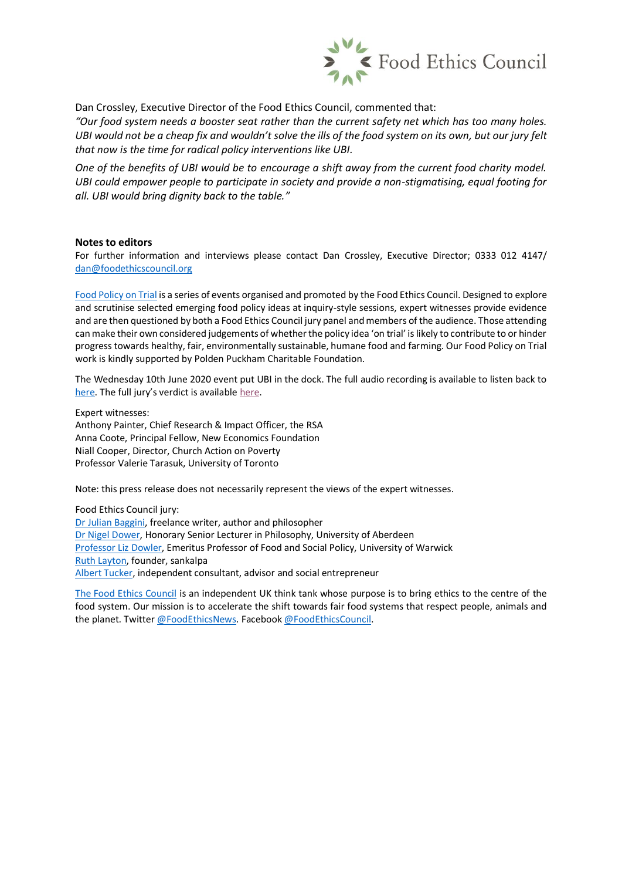Dan Crossley, Executive Director of the Food Ethics Council, commented that:

*"Our food system needs a booster seat rather than the current safety net which has too many holes. UBI would not be a cheap fix and wouldn't solve the ills of the food system on its own, but our jury felt that now is the time for radical policy interventions like UBI.*

*One of the benefits of UBI would be to encourage a shift away from the current food charity model. UBI could empower people to participate in society and provide a non-stigmatising, equal footing for all. UBI would bring dignity back to the table."*

**Notes to editors**

For further information and interviews please contact Dan Crossley, Executive Director; 0333 012 4147/ dan@foodethicscouncil.org

Food Policy on Trial is a series of events organised and promoted by the Food Ethics Council. Designed to explore and scrutinise selected emerging food policy ideas at inquiry-style sessions, expert witnesses provide evidence and are then questioned by both a Food Ethics Council jury panel and members of the audience. Those attending can make their own considered judgements of whether the policy idea 'on trial' is likely to contribute to or hinder progress towards healthy, fair, environmentally sustainable, humane food and farming. Our Food Policy on Trial work is kindly supported by Polden Puckham Charitable Foundation.

The Wednesday 10th June 2020 event put UBI in the dock. The full audio recording is available to listen back to here. The full jury's verdict is available here.

Expert witnesses:
Anthony Painter, Chief Research & Impact Officer, the RSA
Anna Coote, Principal Fellow, New Economics Foundation
Niall Cooper, Director, Church Action on Poverty
Professor Valerie Tarasuk, University of Toronto

Note: this press release does not necessarily represent the views of the expert witnesses.

Food Ethics Council jury:
Dr Julian Baggini, freelance writer, author and philosopher
Dr Nigel Dower, Honorary Senior Lecturer in Philosophy, University of Aberdeen
Professor Liz Dowler, Emeritus Professor of Food and Social Policy, University of Warwick
Ruth Layton, founder, sankalpa
Albert Tucker, independent consultant, advisor and social entrepreneur

The Food Ethics Council is an independent UK think tank whose purpose is to bring ethics to the centre of the food system. Our mission is to accelerate the shift towards fair food systems that respect people, animals and the planet. Twitter @FoodEthicsNews. Facebook @FoodEthicsCouncil.